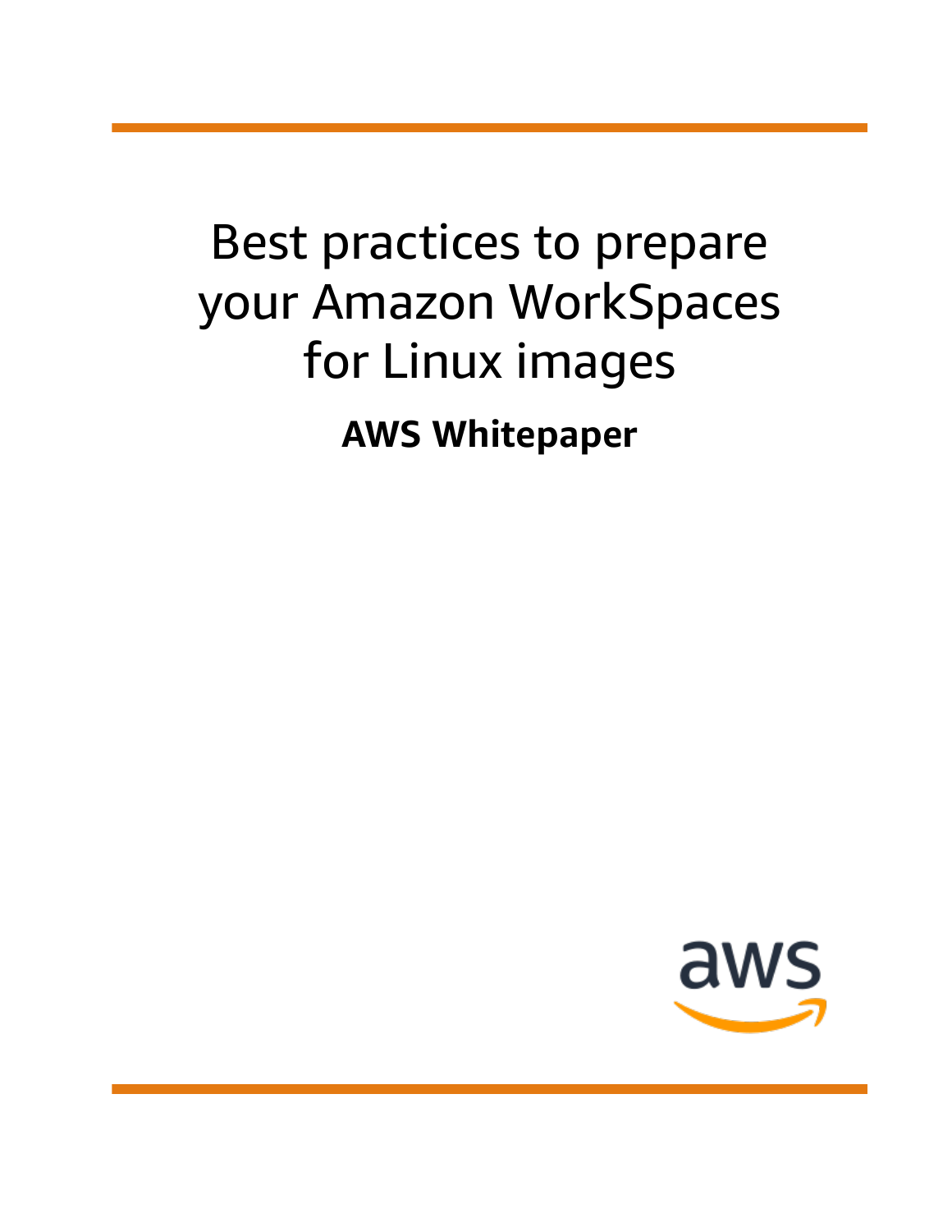# Best practices to prepare your Amazon WorkSpaces for Linux images

**AWS Whitepaper**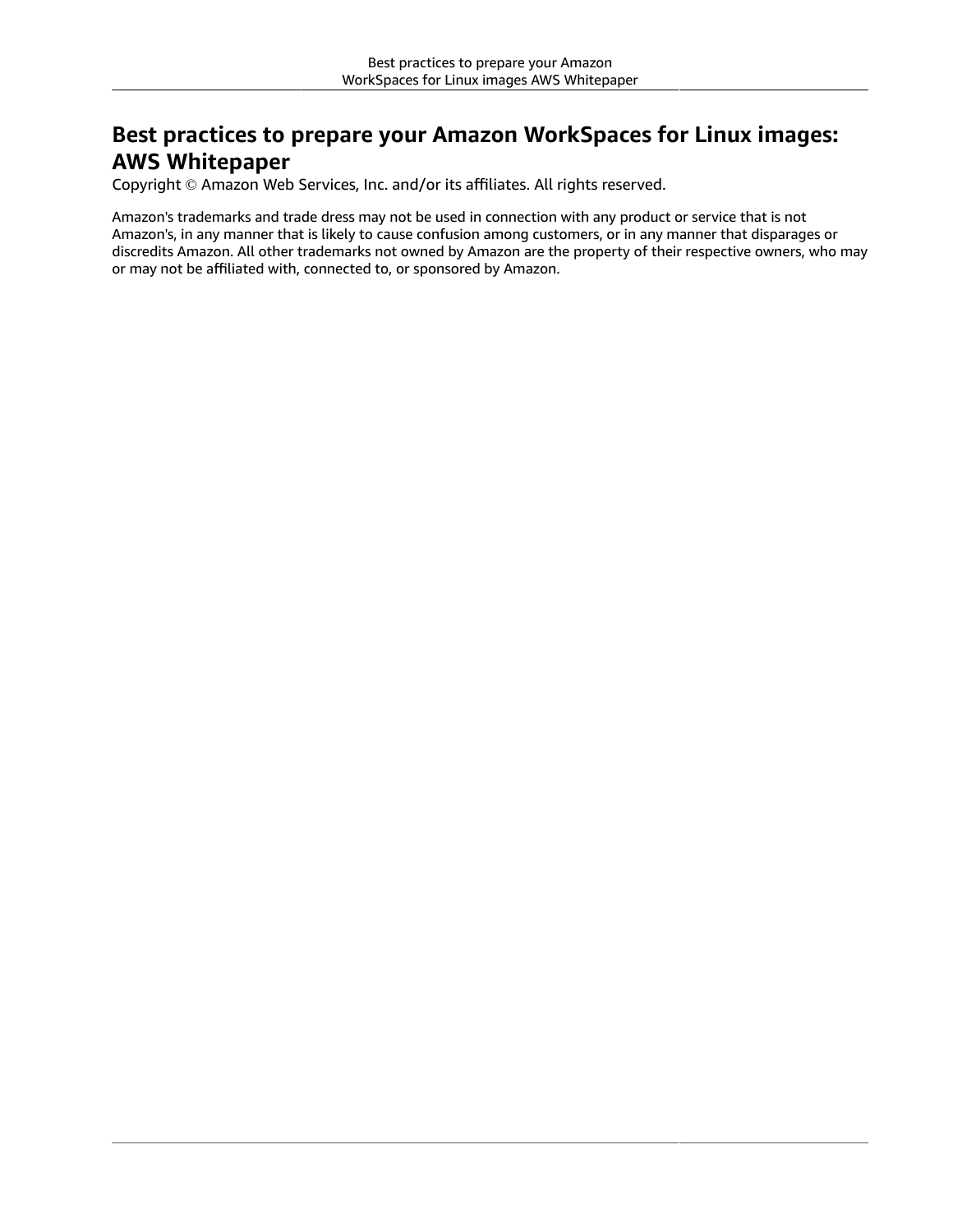# Best practices to prepare your Amazon WorkSpaces for Linux images: AWS Whitepaper

Copyright © Amazon Web Services, Inc. and/or its affiliates. All rights reserved.

Amazon's trademarks and trade dress may not be used in connection with any product or service that is not Amazon's, in any manner that is likely to cause confusion among customers, or in any manner that disparages or discredits Amazon. All other trademarks not owned by Amazon are the property of their respective owners, who may or may not be affiliated with, connected to, or sponsored by Amazon.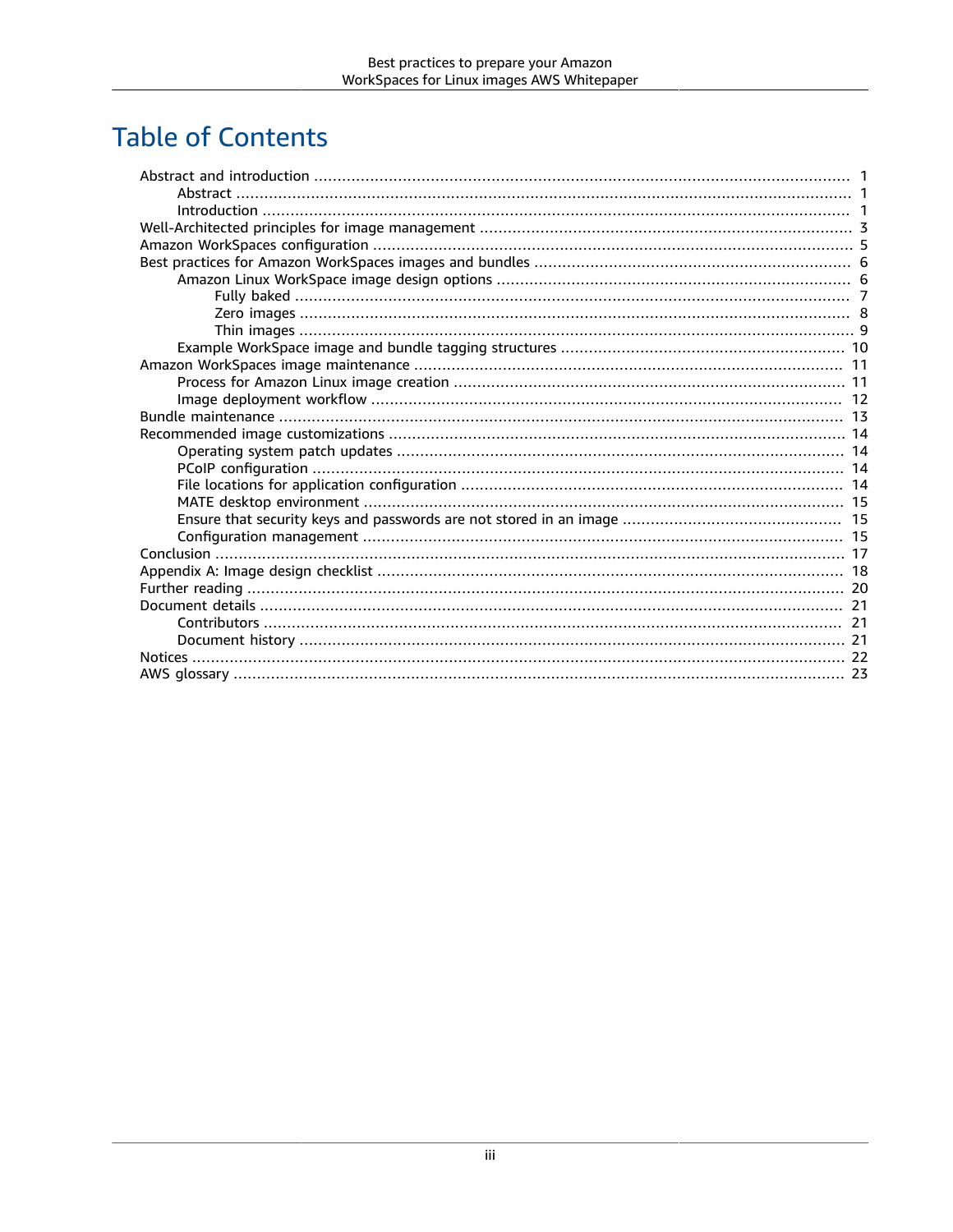# Table of Contents

- Abstract and introduction ... 1
  - Abstract ... 1
  - Introduction ... 1
- Well-Architected principles for image management ... 3
- Amazon WorkSpaces configuration ... 5
- Best practices for Amazon WorkSpaces images and bundles ... 6
  - Amazon Linux WorkSpace image design options ... 6
    - Fully baked ... 7
    - Zero images ... 8
    - Thin images ... 9
  - Example WorkSpace image and bundle tagging structures ... 10
- Amazon WorkSpaces image maintenance ... 11
  - Process for Amazon Linux image creation ... 11
  - Image deployment workflow ... 12
- Bundle maintenance ... 13
- Recommended image customizations ... 14
  - Operating system patch updates ... 14
  - PCoIP configuration ... 14
  - File locations for application configuration ... 14
  - MATE desktop environment ... 15
  - Ensure that security keys and passwords are not stored in an image ... 15
  - Configuration management ... 15
- Conclusion ... 17
- Appendix A: Image design checklist ... 18
- Further reading ... 20
- Document details ... 21
  - Contributors ... 21
  - Document history ... 21
- Notices ... 22
- AWS glossary ... 23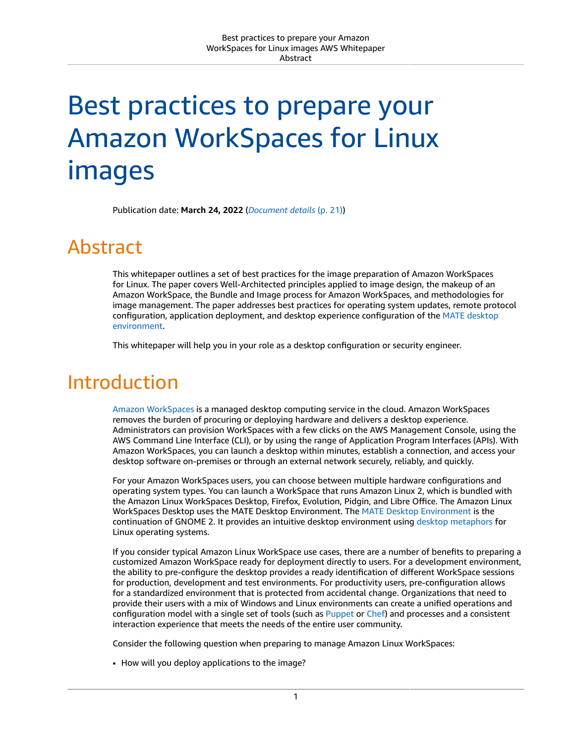# Best practices to prepare your Amazon WorkSpaces for Linux images

Publication date: **March 24, 2022** (*Document details* (p. 21))

## Abstract

This whitepaper outlines a set of best practices for the image preparation of Amazon WorkSpaces for Linux. The paper covers Well-Architected principles applied to image design, the makeup of an Amazon WorkSpace, the Bundle and Image process for Amazon WorkSpaces, and methodologies for image management. The paper addresses best practices for operating system updates, remote protocol configuration, application deployment, and desktop experience configuration of the MATE desktop environment.

This whitepaper will help you in your role as a desktop configuration or security engineer.

## Introduction

Amazon WorkSpaces is a managed desktop computing service in the cloud. Amazon WorkSpaces removes the burden of procuring or deploying hardware and delivers a desktop experience. Administrators can provision WorkSpaces with a few clicks on the AWS Management Console, using the AWS Command Line Interface (CLI), or by using the range of Application Program Interfaces (APIs). With Amazon WorkSpaces, you can launch a desktop within minutes, establish a connection, and access your desktop software on-premises or through an external network securely, reliably, and quickly.

For your Amazon WorkSpaces users, you can choose between multiple hardware configurations and operating system types. You can launch a WorkSpace that runs Amazon Linux 2, which is bundled with the Amazon Linux WorkSpaces Desktop, Firefox, Evolution, Pidgin, and Libre Office. The Amazon Linux WorkSpaces Desktop uses the MATE Desktop Environment. The MATE Desktop Environment is the continuation of GNOME 2. It provides an intuitive desktop environment using desktop metaphors for Linux operating systems.

If you consider typical Amazon Linux WorkSpace use cases, there are a number of benefits to preparing a customized Amazon WorkSpace ready for deployment directly to users. For a development environment, the ability to pre-configure the desktop provides a ready identification of different WorkSpace sessions for production, development and test environments. For productivity users, pre-configuration allows for a standardized environment that is protected from accidental change. Organizations that need to provide their users with a mix of Windows and Linux environments can create a unified operations and configuration model with a single set of tools (such as Puppet or Chef) and processes and a consistent interaction experience that meets the needs of the entire user community.

Consider the following question when preparing to manage Amazon Linux WorkSpaces:

- How will you deploy applications to the image?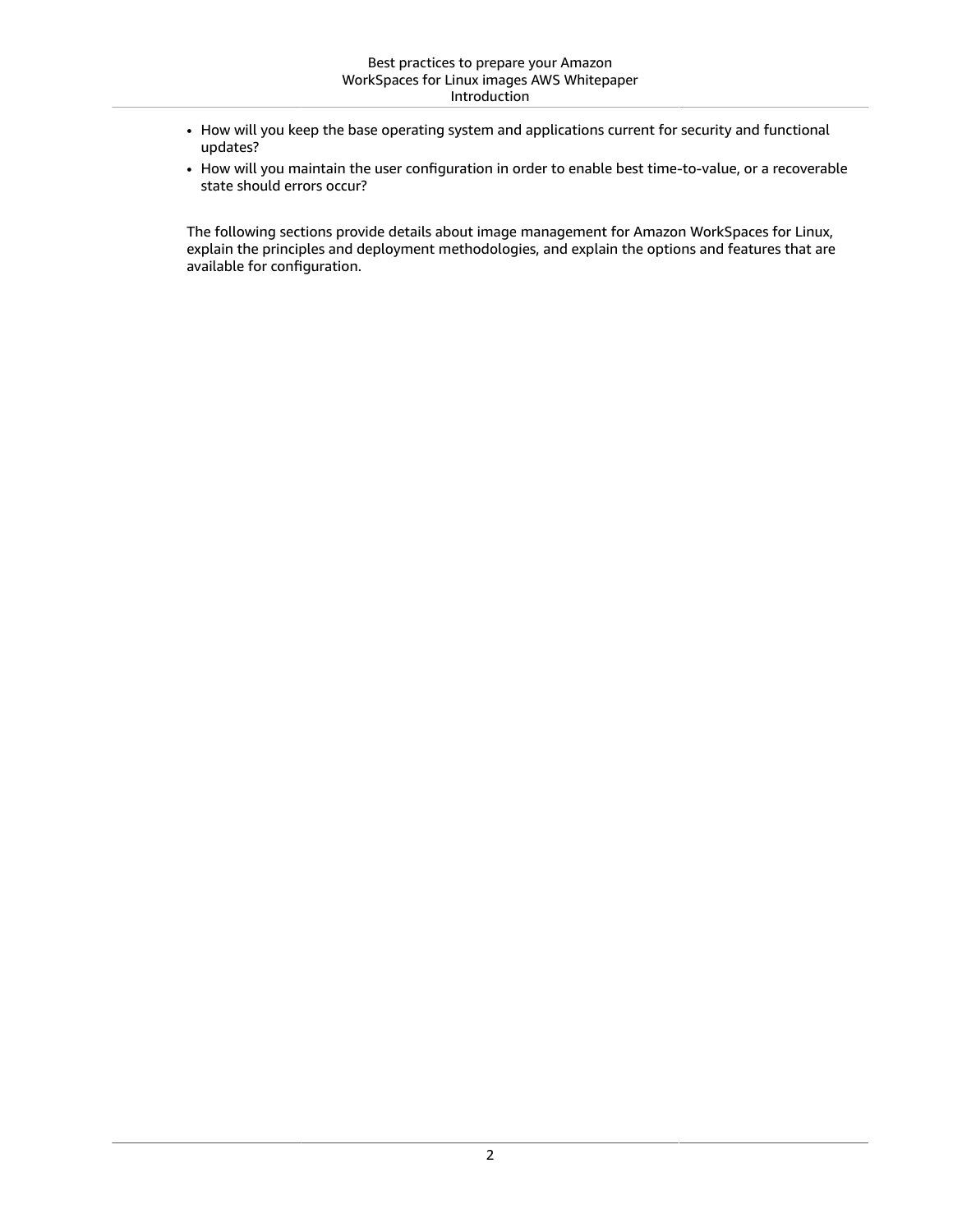- How will you keep the base operating system and applications current for security and functional updates?
- How will you maintain the user configuration in order to enable best time-to-value, or a recoverable state should errors occur?

The following sections provide details about image management for Amazon WorkSpaces for Linux, explain the principles and deployment methodologies, and explain the options and features that are available for configuration.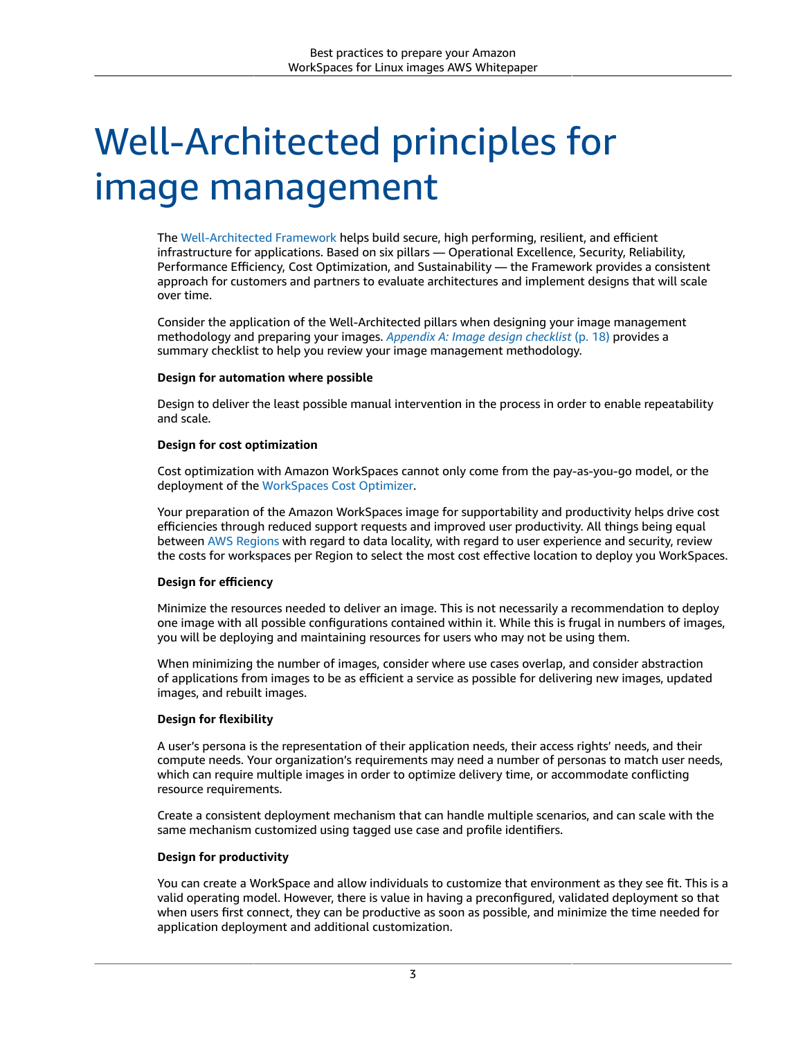# Well-Architected principles for image management

The Well-Architected Framework helps build secure, high performing, resilient, and efficient infrastructure for applications. Based on six pillars — Operational Excellence, Security, Reliability, Performance Efficiency, Cost Optimization, and Sustainability — the Framework provides a consistent approach for customers and partners to evaluate architectures and implement designs that will scale over time.

Consider the application of the Well-Architected pillars when designing your image management methodology and preparing your images. *Appendix A: Image design checklist* (p. 18) provides a summary checklist to help you review your image management methodology.

**Design for automation where possible**

Design to deliver the least possible manual intervention in the process in order to enable repeatability and scale.

**Design for cost optimization**

Cost optimization with Amazon WorkSpaces cannot only come from the pay-as-you-go model, or the deployment of the WorkSpaces Cost Optimizer.

Your preparation of the Amazon WorkSpaces image for supportability and productivity helps drive cost efficiencies through reduced support requests and improved user productivity. All things being equal between AWS Regions with regard to data locality, with regard to user experience and security, review the costs for workspaces per Region to select the most cost effective location to deploy you WorkSpaces.

**Design for efficiency**

Minimize the resources needed to deliver an image. This is not necessarily a recommendation to deploy one image with all possible configurations contained within it. While this is frugal in numbers of images, you will be deploying and maintaining resources for users who may not be using them.

When minimizing the number of images, consider where use cases overlap, and consider abstraction of applications from images to be as efficient a service as possible for delivering new images, updated images, and rebuilt images.

**Design for flexibility**

A user's persona is the representation of their application needs, their access rights' needs, and their compute needs. Your organization's requirements may need a number of personas to match user needs, which can require multiple images in order to optimize delivery time, or accommodate conflicting resource requirements.

Create a consistent deployment mechanism that can handle multiple scenarios, and can scale with the same mechanism customized using tagged use case and profile identifiers.

**Design for productivity**

You can create a WorkSpace and allow individuals to customize that environment as they see fit. This is a valid operating model. However, there is value in having a preconfigured, validated deployment so that when users first connect, they can be productive as soon as possible, and minimize the time needed for application deployment and additional customization.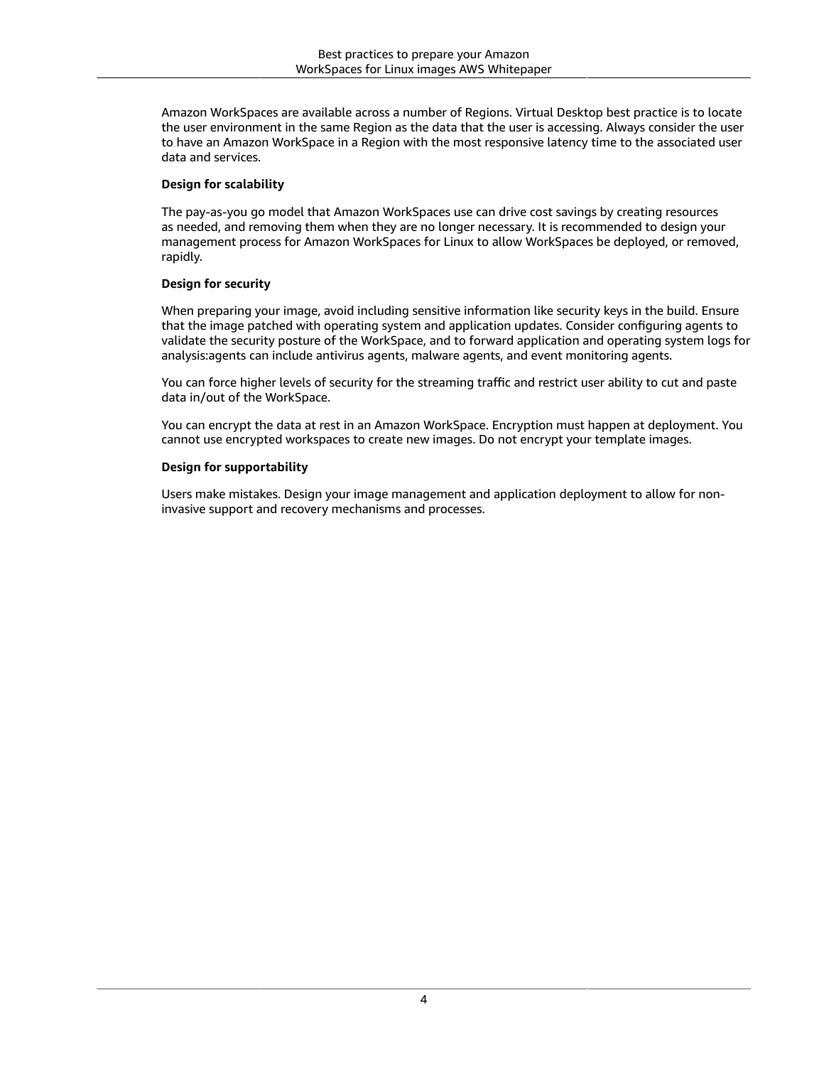Amazon WorkSpaces are available across a number of Regions. Virtual Desktop best practice is to locate the user environment in the same Region as the data that the user is accessing. Always consider the user to have an Amazon WorkSpace in a Region with the most responsive latency time to the associated user data and services.

**Design for scalability**

The pay-as-you go model that Amazon WorkSpaces use can drive cost savings by creating resources as needed, and removing them when they are no longer necessary. It is recommended to design your management process for Amazon WorkSpaces for Linux to allow WorkSpaces be deployed, or removed, rapidly.

**Design for security**

When preparing your image, avoid including sensitive information like security keys in the build. Ensure that the image patched with operating system and application updates. Consider configuring agents to validate the security posture of the WorkSpace, and to forward application and operating system logs for analysis:agents can include antivirus agents, malware agents, and event monitoring agents.

You can force higher levels of security for the streaming traffic and restrict user ability to cut and paste data in/out of the WorkSpace.

You can encrypt the data at rest in an Amazon WorkSpace. Encryption must happen at deployment. You cannot use encrypted workspaces to create new images. Do not encrypt your template images.

**Design for supportability**

Users make mistakes. Design your image management and application deployment to allow for non-invasive support and recovery mechanisms and processes.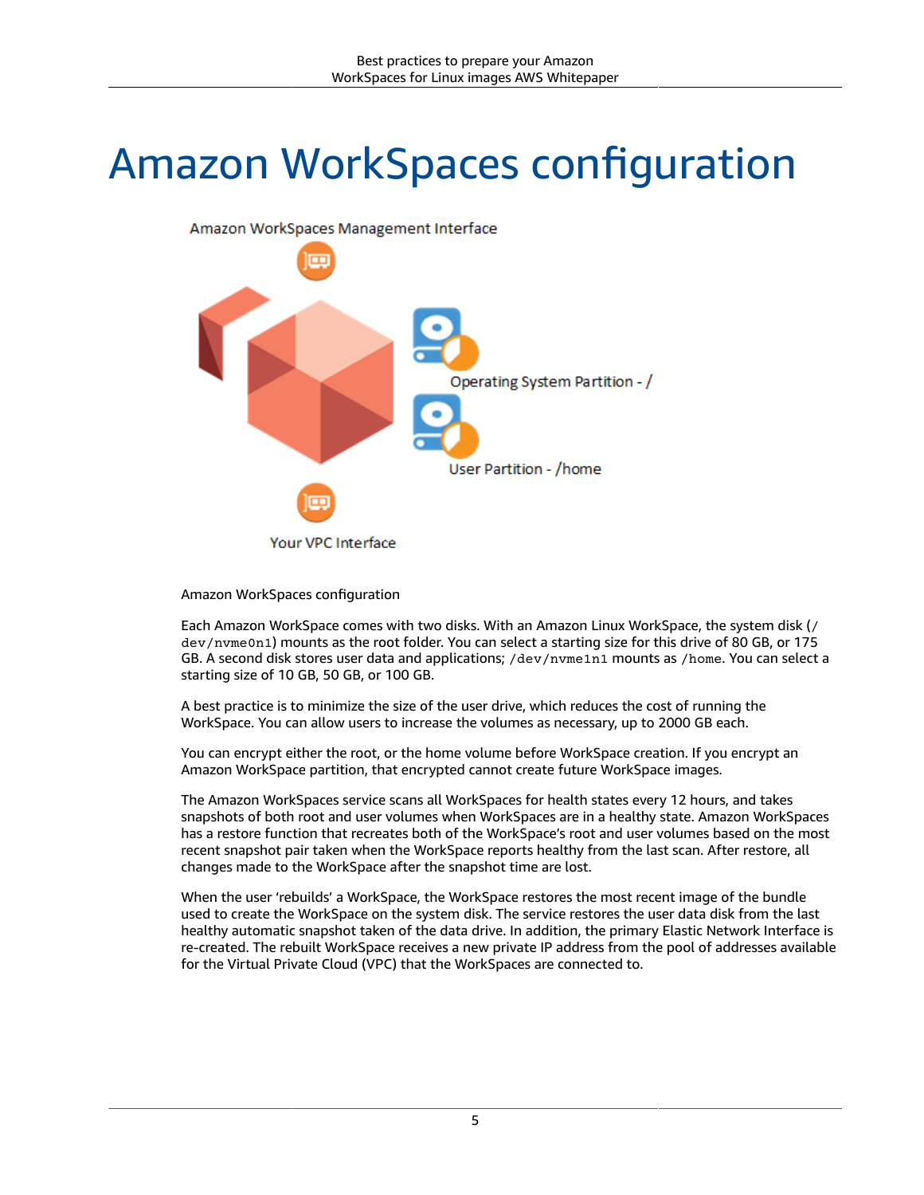# Amazon WorkSpaces configuration

Amazon WorkSpaces Management Interface

Operating System Partition - /

User Partition - /home

Your VPC Interface

Amazon WorkSpaces configuration

Each Amazon WorkSpace comes with two disks. With an Amazon Linux WorkSpace, the system disk (`/dev/nvme0n1`) mounts as the root folder. You can select a starting size for this drive of 80 GB, or 175 GB. A second disk stores user data and applications; `/dev/nvme1n1` mounts as `/home`. You can select a starting size of 10 GB, 50 GB, or 100 GB.

A best practice is to minimize the size of the user drive, which reduces the cost of running the WorkSpace. You can allow users to increase the volumes as necessary, up to 2000 GB each.

You can encrypt either the root, or the home volume before WorkSpace creation. If you encrypt an Amazon WorkSpace partition, that encrypted cannot create future WorkSpace images.

The Amazon WorkSpaces service scans all WorkSpaces for health states every 12 hours, and takes snapshots of both root and user volumes when WorkSpaces are in a healthy state. Amazon WorkSpaces has a restore function that recreates both of the WorkSpace's root and user volumes based on the most recent snapshot pair taken when the WorkSpace reports healthy from the last scan. After restore, all changes made to the WorkSpace after the snapshot time are lost.

When the user 'rebuilds' a WorkSpace, the WorkSpace restores the most recent image of the bundle used to create the WorkSpace on the system disk. The service restores the user data disk from the last healthy automatic snapshot taken of the data drive. In addition, the primary Elastic Network Interface is re-created. The rebuilt WorkSpace receives a new private IP address from the pool of addresses available for the Virtual Private Cloud (VPC) that the WorkSpaces are connected to.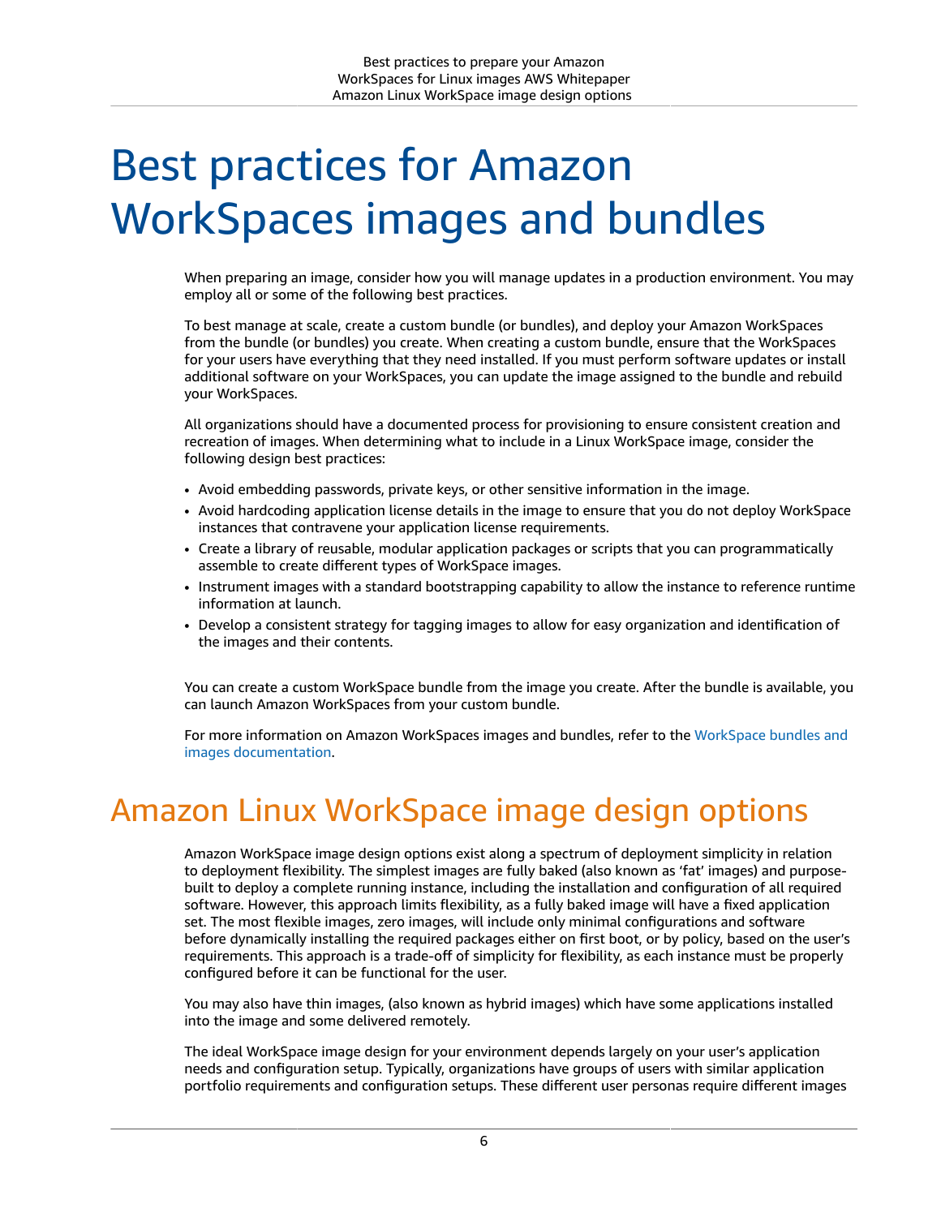# Best practices for Amazon WorkSpaces images and bundles

When preparing an image, consider how you will manage updates in a production environment. You may employ all or some of the following best practices.

To best manage at scale, create a custom bundle (or bundles), and deploy your Amazon WorkSpaces from the bundle (or bundles) you create. When creating a custom bundle, ensure that the WorkSpaces for your users have everything that they need installed. If you must perform software updates or install additional software on your WorkSpaces, you can update the image assigned to the bundle and rebuild your WorkSpaces.

All organizations should have a documented process for provisioning to ensure consistent creation and recreation of images. When determining what to include in a Linux WorkSpace image, consider the following design best practices:

- Avoid embedding passwords, private keys, or other sensitive information in the image.
- Avoid hardcoding application license details in the image to ensure that you do not deploy WorkSpace instances that contravene your application license requirements.
- Create a library of reusable, modular application packages or scripts that you can programmatically assemble to create different types of WorkSpace images.
- Instrument images with a standard bootstrapping capability to allow the instance to reference runtime information at launch.
- Develop a consistent strategy for tagging images to allow for easy organization and identification of the images and their contents.

You can create a custom WorkSpace bundle from the image you create. After the bundle is available, you can launch Amazon WorkSpaces from your custom bundle.

For more information on Amazon WorkSpaces images and bundles, refer to the WorkSpace bundles and images documentation.

## Amazon Linux WorkSpace image design options

Amazon WorkSpace image design options exist along a spectrum of deployment simplicity in relation to deployment flexibility. The simplest images are fully baked (also known as 'fat' images) and purpose-built to deploy a complete running instance, including the installation and configuration of all required software. However, this approach limits flexibility, as a fully baked image will have a fixed application set. The most flexible images, zero images, will include only minimal configurations and software before dynamically installing the required packages either on first boot, or by policy, based on the user's requirements. This approach is a trade-off of simplicity for flexibility, as each instance must be properly configured before it can be functional for the user.

You may also have thin images, (also known as hybrid images) which have some applications installed into the image and some delivered remotely.

The ideal WorkSpace image design for your environment depends largely on your user's application needs and configuration setup. Typically, organizations have groups of users with similar application portfolio requirements and configuration setups. These different user personas require different images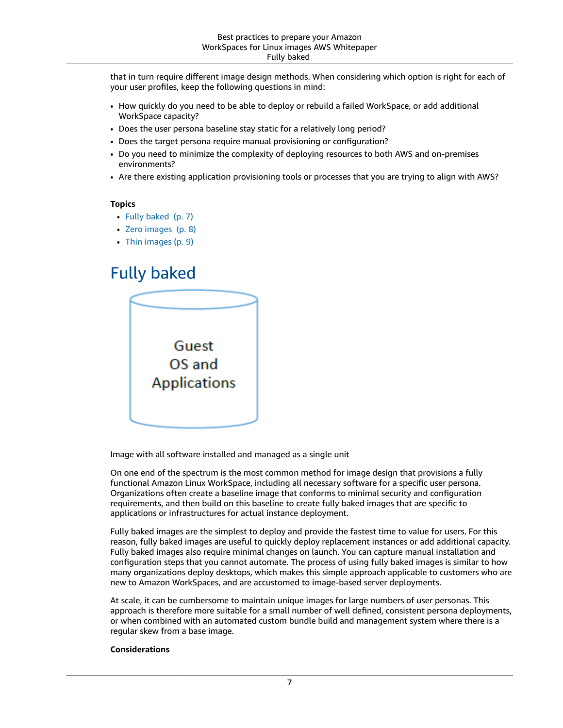that in turn require different image design methods. When considering which option is right for each of your user profiles, keep the following questions in mind:

- How quickly do you need to be able to deploy or rebuild a failed WorkSpace, or add additional WorkSpace capacity?
- Does the user persona baseline stay static for a relatively long period?
- Does the target persona require manual provisioning or configuration?
- Do you need to minimize the complexity of deploying resources to both AWS and on-premises environments?
- Are there existing application provisioning tools or processes that you are trying to align with AWS?

**Topics**

- Fully baked (p. 7)
- Zero images (p. 8)
- Thin images (p. 9)

## Fully baked

Guest OS and Applications

Image with all software installed and managed as a single unit

On one end of the spectrum is the most common method for image design that provisions a fully functional Amazon Linux WorkSpace, including all necessary software for a specific user persona. Organizations often create a baseline image that conforms to minimal security and configuration requirements, and then build on this baseline to create fully baked images that are specific to applications or infrastructures for actual instance deployment.

Fully baked images are the simplest to deploy and provide the fastest time to value for users. For this reason, fully baked images are useful to quickly deploy replacement instances or add additional capacity. Fully baked images also require minimal changes on launch. You can capture manual installation and configuration steps that you cannot automate. The process of using fully baked images is similar to how many organizations deploy desktops, which makes this simple approach applicable to customers who are new to Amazon WorkSpaces, and are accustomed to image-based server deployments.

At scale, it can be cumbersome to maintain unique images for large numbers of user personas. This approach is therefore more suitable for a small number of well defined, consistent persona deployments, or when combined with an automated custom bundle build and management system where there is a regular skew from a base image.

**Considerations**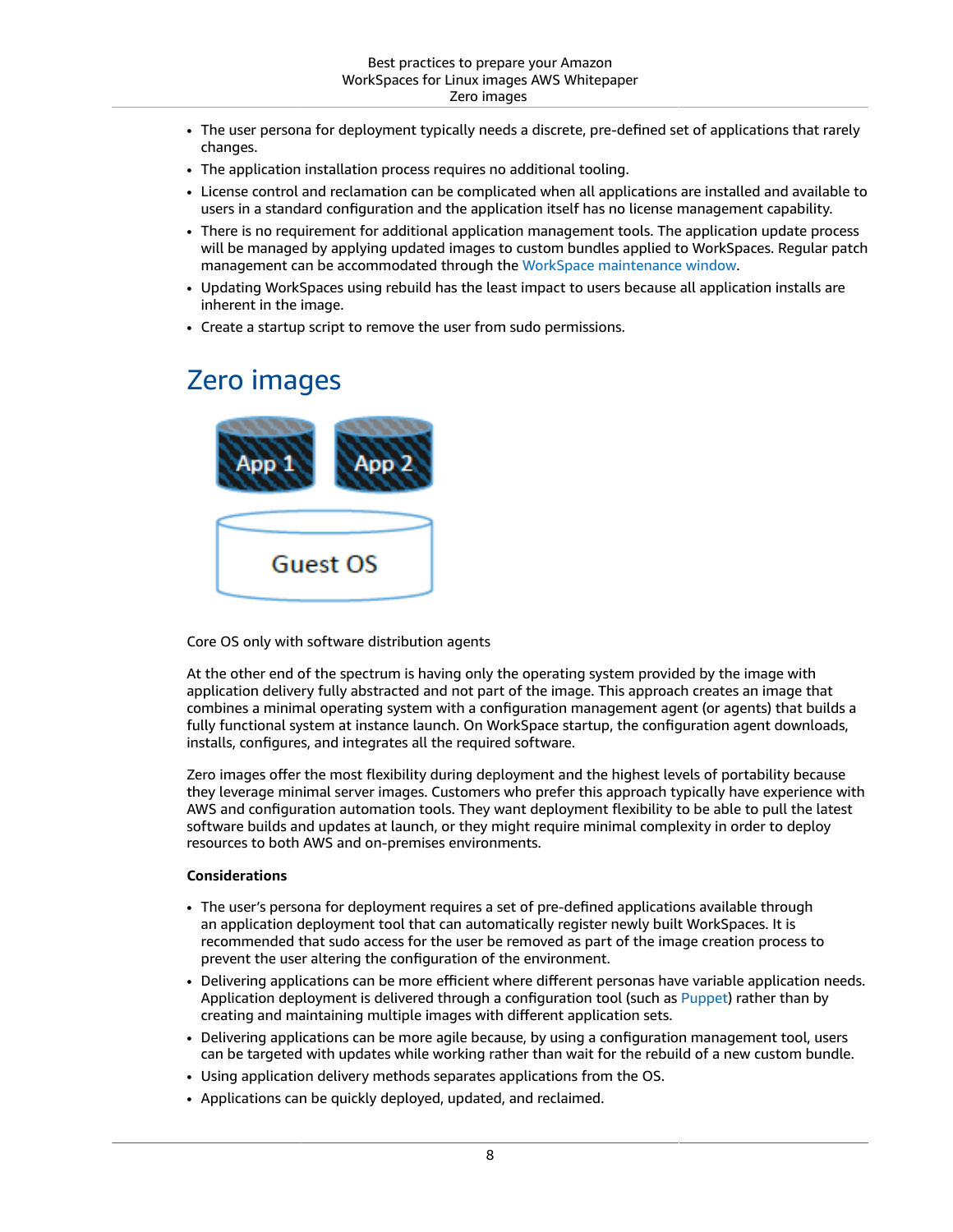- The user persona for deployment typically needs a discrete, pre-defined set of applications that rarely changes.
- The application installation process requires no additional tooling.
- License control and reclamation can be complicated when all applications are installed and available to users in a standard configuration and the application itself has no license management capability.
- There is no requirement for additional application management tools. The application update process will be managed by applying updated images to custom bundles applied to WorkSpaces. Regular patch management can be accommodated through the WorkSpace maintenance window.
- Updating WorkSpaces using rebuild has the least impact to users because all application installs are inherent in the image.
- Create a startup script to remove the user from sudo permissions.

# Zero images

Core OS only with software distribution agents

At the other end of the spectrum is having only the operating system provided by the image with application delivery fully abstracted and not part of the image. This approach creates an image that combines a minimal operating system with a configuration management agent (or agents) that builds a fully functional system at instance launch. On WorkSpace startup, the configuration agent downloads, installs, configures, and integrates all the required software.

Zero images offer the most flexibility during deployment and the highest levels of portability because they leverage minimal server images. Customers who prefer this approach typically have experience with AWS and configuration automation tools. They want deployment flexibility to be able to pull the latest software builds and updates at launch, or they might require minimal complexity in order to deploy resources to both AWS and on-premises environments.

**Considerations**

- The user's persona for deployment requires a set of pre-defined applications available through an application deployment tool that can automatically register newly built WorkSpaces. It is recommended that sudo access for the user be removed as part of the image creation process to prevent the user altering the configuration of the environment.
- Delivering applications can be more efficient where different personas have variable application needs. Application deployment is delivered through a configuration tool (such as Puppet) rather than by creating and maintaining multiple images with different application sets.
- Delivering applications can be more agile because, by using a configuration management tool, users can be targeted with updates while working rather than wait for the rebuild of a new custom bundle.
- Using application delivery methods separates applications from the OS.
- Applications can be quickly deployed, updated, and reclaimed.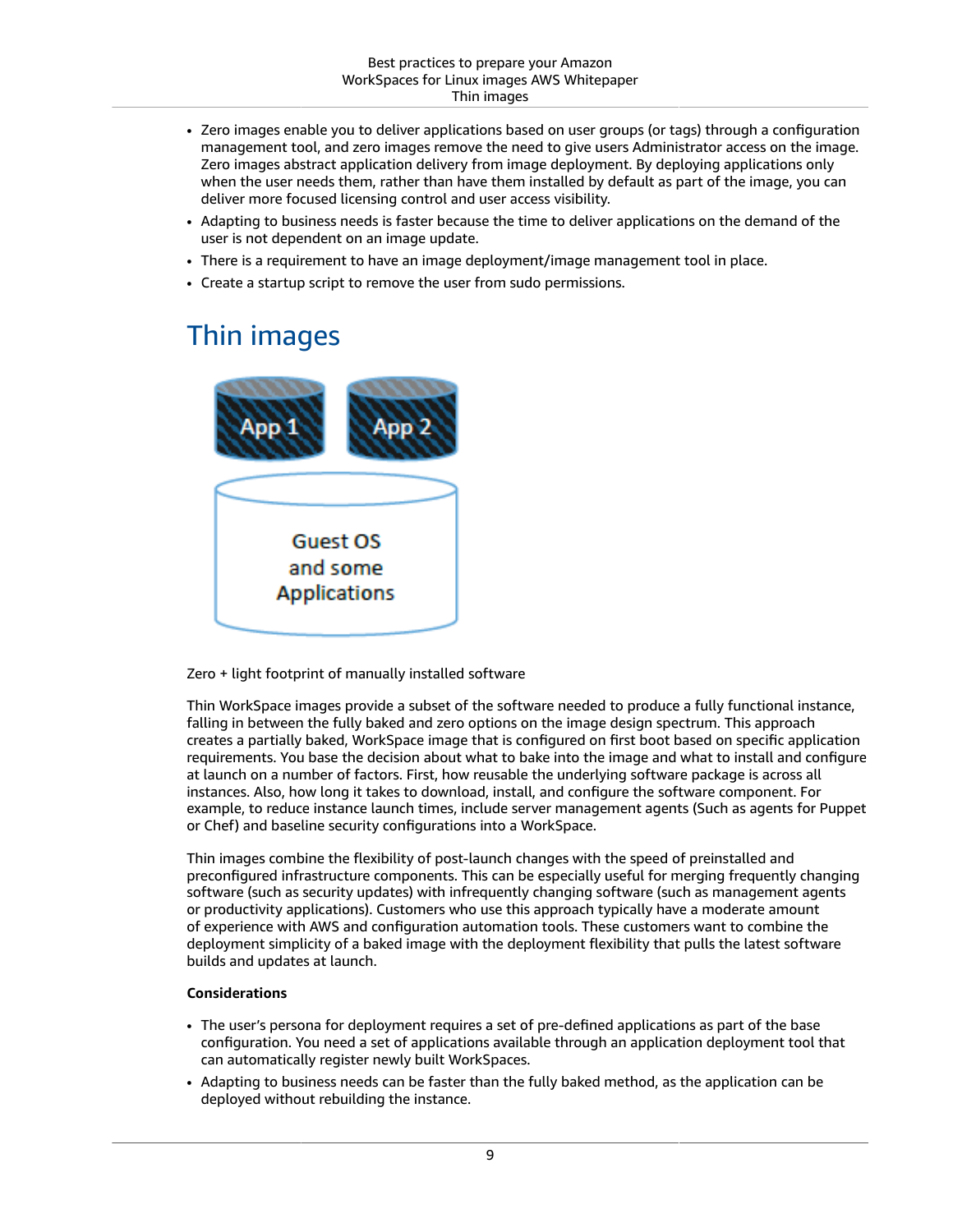- Zero images enable you to deliver applications based on user groups (or tags) through a configuration management tool, and zero images remove the need to give users Administrator access on the image. Zero images abstract application delivery from image deployment. By deploying applications only when the user needs them, rather than have them installed by default as part of the image, you can deliver more focused licensing control and user access visibility.
- Adapting to business needs is faster because the time to deliver applications on the demand of the user is not dependent on an image update.
- There is a requirement to have an image deployment/image management tool in place.
- Create a startup script to remove the user from sudo permissions.

# Thin images

Zero + light footprint of manually installed software

Thin WorkSpace images provide a subset of the software needed to produce a fully functional instance, falling in between the fully baked and zero options on the image design spectrum. This approach creates a partially baked, WorkSpace image that is configured on first boot based on specific application requirements. You base the decision about what to bake into the image and what to install and configure at launch on a number of factors. First, how reusable the underlying software package is across all instances. Also, how long it takes to download, install, and configure the software component. For example, to reduce instance launch times, include server management agents (Such as agents for Puppet or Chef) and baseline security configurations into a WorkSpace.

Thin images combine the flexibility of post-launch changes with the speed of preinstalled and preconfigured infrastructure components. This can be especially useful for merging frequently changing software (such as security updates) with infrequently changing software (such as management agents or productivity applications). Customers who use this approach typically have a moderate amount of experience with AWS and configuration automation tools. These customers want to combine the deployment simplicity of a baked image with the deployment flexibility that pulls the latest software builds and updates at launch.

**Considerations**

- The user's persona for deployment requires a set of pre-defined applications as part of the base configuration. You need a set of applications available through an application deployment tool that can automatically register newly built WorkSpaces.
- Adapting to business needs can be faster than the fully baked method, as the application can be deployed without rebuilding the instance.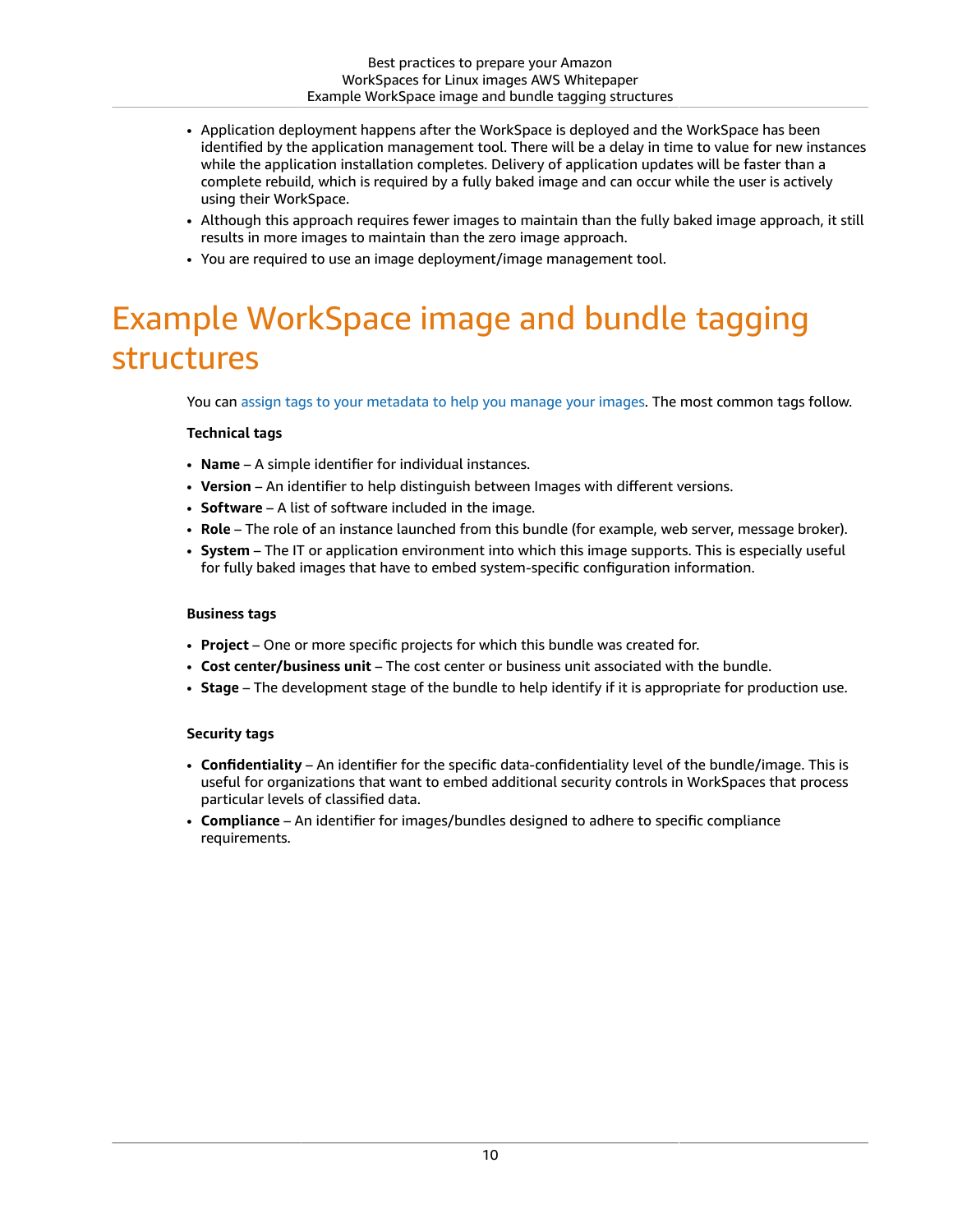- Application deployment happens after the WorkSpace is deployed and the WorkSpace has been identified by the application management tool. There will be a delay in time to value for new instances while the application installation completes. Delivery of application updates will be faster than a complete rebuild, which is required by a fully baked image and can occur while the user is actively using their WorkSpace.
- Although this approach requires fewer images to maintain than the fully baked image approach, it still results in more images to maintain than the zero image approach.
- You are required to use an image deployment/image management tool.

# Example WorkSpace image and bundle tagging structures

You can assign tags to your metadata to help you manage your images. The most common tags follow.

**Technical tags**

- **Name** – A simple identifier for individual instances.
- **Version** – An identifier to help distinguish between Images with different versions.
- **Software** – A list of software included in the image.
- **Role** – The role of an instance launched from this bundle (for example, web server, message broker).
- **System** – The IT or application environment into which this image supports. This is especially useful for fully baked images that have to embed system-specific configuration information.

**Business tags**

- **Project** – One or more specific projects for which this bundle was created for.
- **Cost center/business unit** – The cost center or business unit associated with the bundle.
- **Stage** – The development stage of the bundle to help identify if it is appropriate for production use.

**Security tags**

- **Confidentiality** – An identifier for the specific data-confidentiality level of the bundle/image. This is useful for organizations that want to embed additional security controls in WorkSpaces that process particular levels of classified data.
- **Compliance** – An identifier for images/bundles designed to adhere to specific compliance requirements.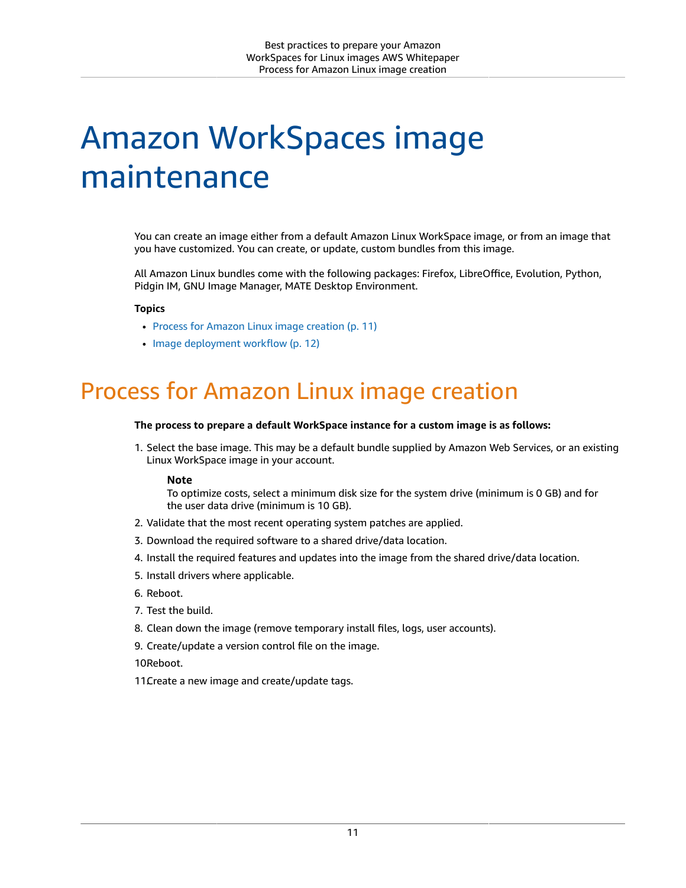# Amazon WorkSpaces image maintenance

You can create an image either from a default Amazon Linux WorkSpace image, or from an image that you have customized. You can create, or update, custom bundles from this image.

All Amazon Linux bundles come with the following packages: Firefox, LibreOffice, Evolution, Python, Pidgin IM, GNU Image Manager, MATE Desktop Environment.

**Topics**

- Process for Amazon Linux image creation (p. 11)
- Image deployment workflow (p. 12)

## Process for Amazon Linux image creation

**The process to prepare a default WorkSpace instance for a custom image is as follows:**

1. Select the base image. This may be a default bundle supplied by Amazon Web Services, or an existing Linux WorkSpace image in your account.

   **Note**

   To optimize costs, select a minimum disk size for the system drive (minimum is 0 GB) and for the user data drive (minimum is 10 GB).

2. Validate that the most recent operating system patches are applied.
3. Download the required software to a shared drive/data location.
4. Install the required features and updates into the image from the shared drive/data location.
5. Install drivers where applicable.
6. Reboot.
7. Test the build.
8. Clean down the image (remove temporary install files, logs, user accounts).
9. Create/update a version control file on the image.
10. Reboot.
11. Create a new image and create/update tags.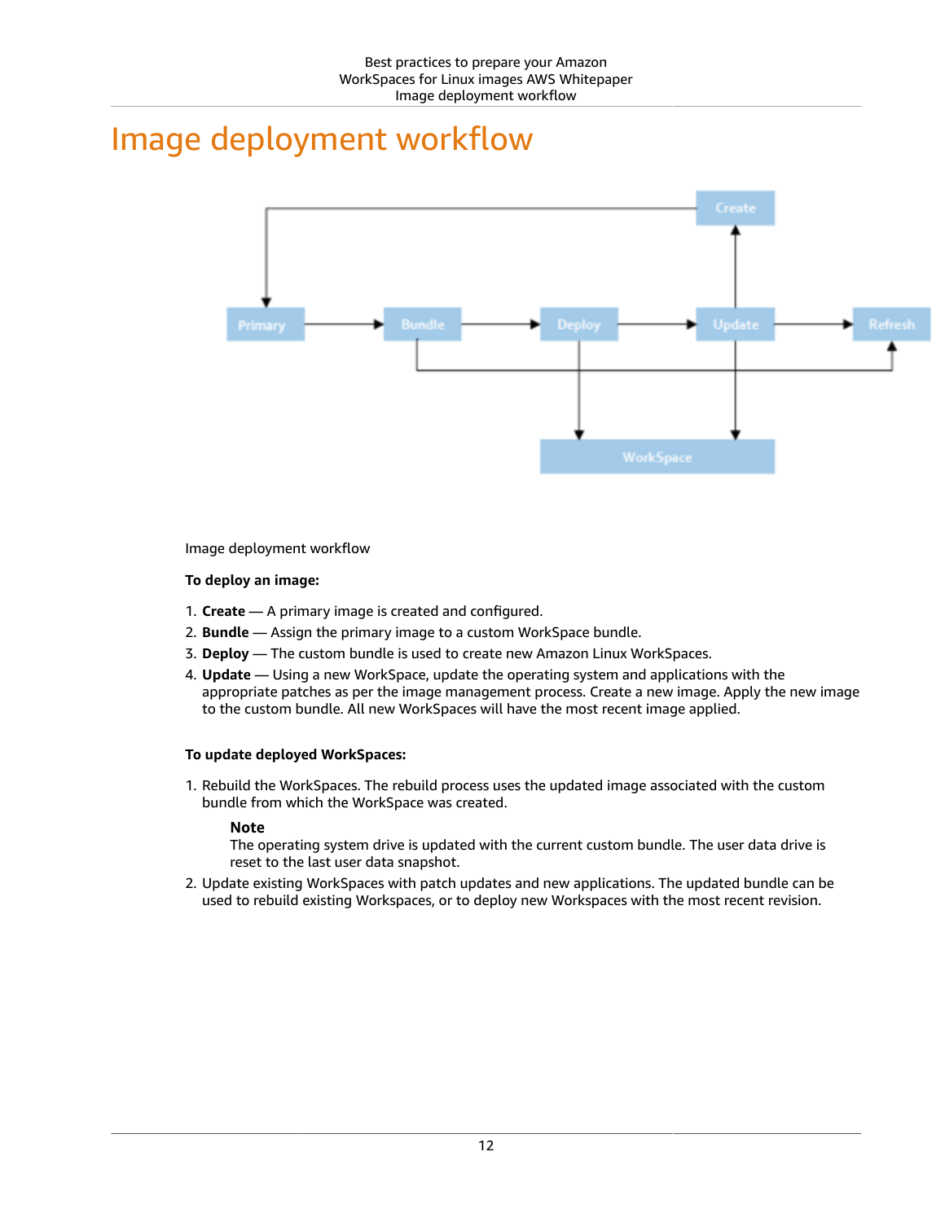# Image deployment workflow

Image deployment workflow

**To deploy an image:**

1. **Create** — A primary image is created and configured.
2. **Bundle** — Assign the primary image to a custom WorkSpace bundle.
3. **Deploy** — The custom bundle is used to create new Amazon Linux WorkSpaces.
4. **Update** — Using a new WorkSpace, update the operating system and applications with the appropriate patches as per the image management process. Create a new image. Apply the new image to the custom bundle. All new WorkSpaces will have the most recent image applied.

**To update deployed WorkSpaces:**

1. Rebuild the WorkSpaces. The rebuild process uses the updated image associated with the custom bundle from which the WorkSpace was created.

   **Note**
   The operating system drive is updated with the current custom bundle. The user data drive is reset to the last user data snapshot.

2. Update existing WorkSpaces with patch updates and new applications. The updated bundle can be used to rebuild existing Workspaces, or to deploy new Workspaces with the most recent revision.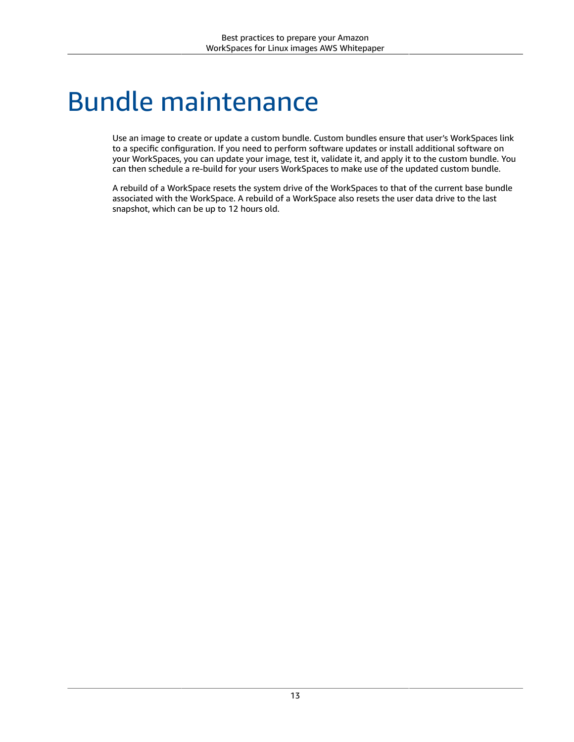# Bundle maintenance

Use an image to create or update a custom bundle. Custom bundles ensure that user's WorkSpaces link to a specific configuration. If you need to perform software updates or install additional software on your WorkSpaces, you can update your image, test it, validate it, and apply it to the custom bundle. You can then schedule a re-build for your users WorkSpaces to make use of the updated custom bundle.

A rebuild of a WorkSpace resets the system drive of the WorkSpaces to that of the current base bundle associated with the WorkSpace. A rebuild of a WorkSpace also resets the user data drive to the last snapshot, which can be up to 12 hours old.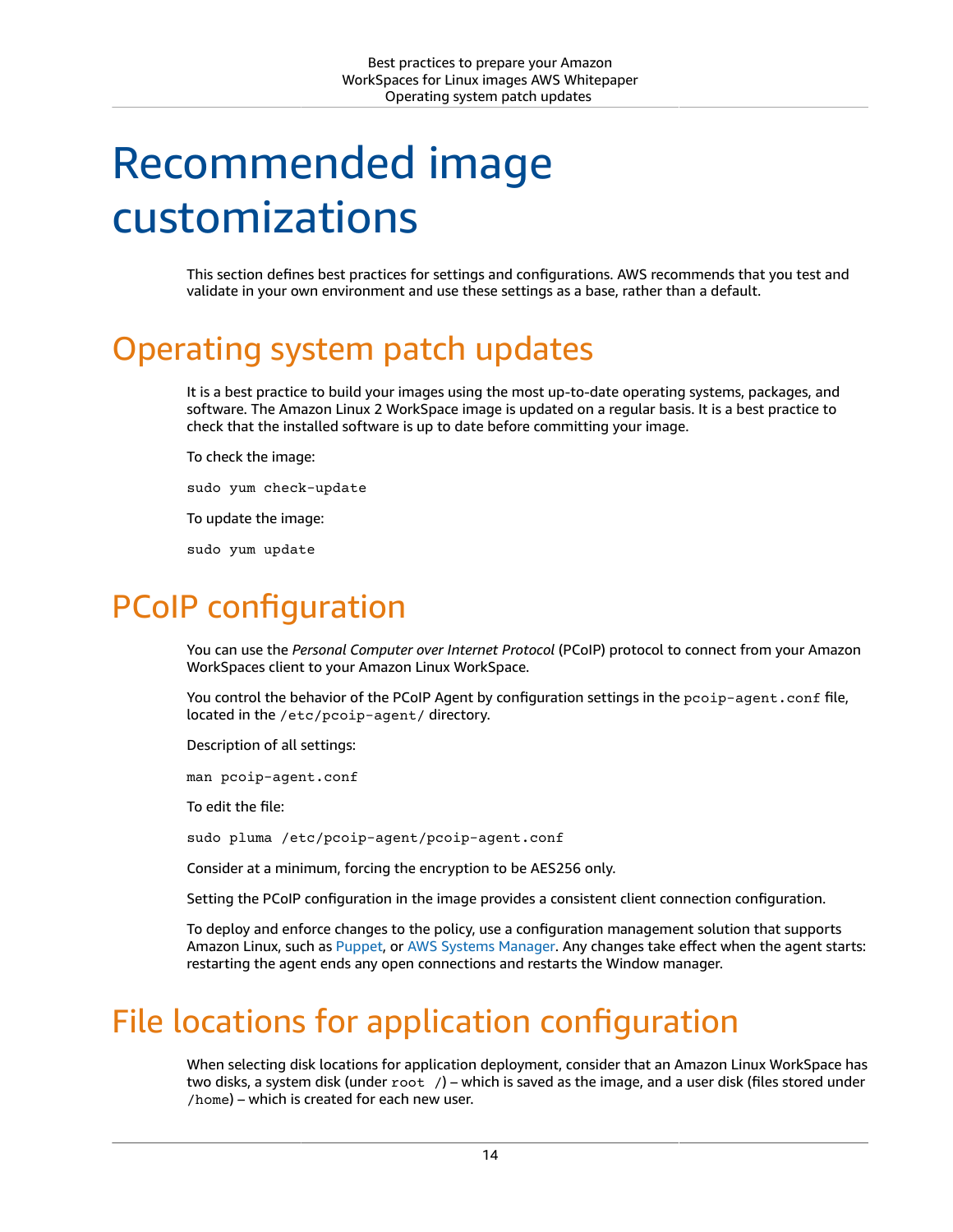# Recommended image customizations

This section defines best practices for settings and configurations. AWS recommends that you test and validate in your own environment and use these settings as a base, rather than a default.

## Operating system patch updates

It is a best practice to build your images using the most up-to-date operating systems, packages, and software. The Amazon Linux 2 WorkSpace image is updated on a regular basis. It is a best practice to check that the installed software is up to date before committing your image.

To check the image:

```
sudo yum check-update
```

To update the image:

```
sudo yum update
```

## PCoIP configuration

You can use the *Personal Computer over Internet Protocol* (PCoIP) protocol to connect from your Amazon WorkSpaces client to your Amazon Linux WorkSpace.

You control the behavior of the PCoIP Agent by configuration settings in the `pcoip-agent.conf` file, located in the `/etc/pcoip-agent/` directory.

Description of all settings:

```
man pcoip-agent.conf
```

To edit the file:

```
sudo pluma /etc/pcoip-agent/pcoip-agent.conf
```

Consider at a minimum, forcing the encryption to be AES256 only.

Setting the PCoIP configuration in the image provides a consistent client connection configuration.

To deploy and enforce changes to the policy, use a configuration management solution that supports Amazon Linux, such as Puppet, or AWS Systems Manager. Any changes take effect when the agent starts: restarting the agent ends any open connections and restarts the Window manager.

## File locations for application configuration

When selecting disk locations for application deployment, consider that an Amazon Linux WorkSpace has two disks, a system disk (under `root /`) – which is saved as the image, and a user disk (files stored under `/home`) – which is created for each new user.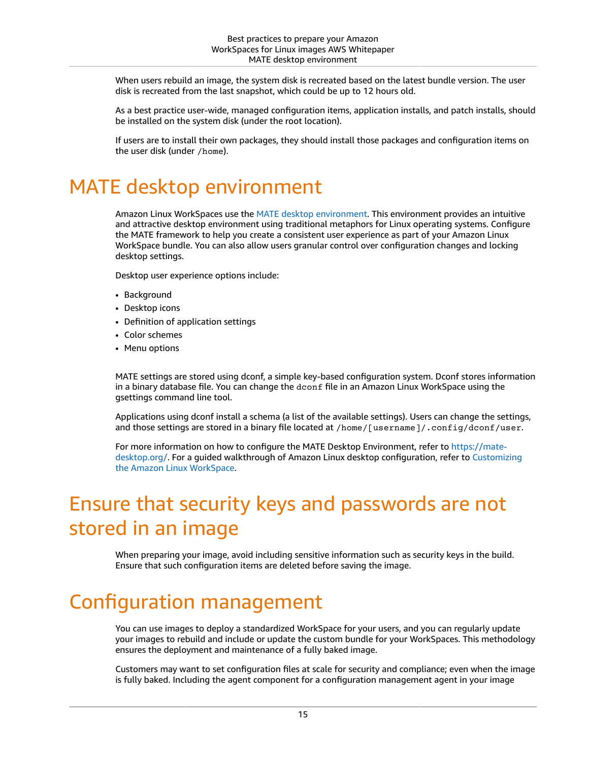When users rebuild an image, the system disk is recreated based on the latest bundle version. The user disk is recreated from the last snapshot, which could be up to 12 hours old.

As a best practice user-wide, managed configuration items, application installs, and patch installs, should be installed on the system disk (under the root location).

If users are to install their own packages, they should install those packages and configuration items on the user disk (under `/home`).

# MATE desktop environment

Amazon Linux WorkSpaces use the MATE desktop environment. This environment provides an intuitive and attractive desktop environment using traditional metaphors for Linux operating systems. Configure the MATE framework to help you create a consistent user experience as part of your Amazon Linux WorkSpace bundle. You can also allow users granular control over configuration changes and locking desktop settings.

Desktop user experience options include:

- Background
- Desktop icons
- Definition of application settings
- Color schemes
- Menu options

MATE settings are stored using dconf, a simple key-based configuration system. Dconf stores information in a binary database file. You can change the `dconf` file in an Amazon Linux WorkSpace using the gsettings command line tool.

Applications using dconf install a schema (a list of the available settings). Users can change the settings, and those settings are stored in a binary file located at `/home/[username]/.config/dconf/user`.

For more information on how to configure the MATE Desktop Environment, refer to https://mate-desktop.org/. For a guided walkthrough of Amazon Linux desktop configuration, refer to Customizing the Amazon Linux WorkSpace.

# Ensure that security keys and passwords are not stored in an image

When preparing your image, avoid including sensitive information such as security keys in the build. Ensure that such configuration items are deleted before saving the image.

# Configuration management

You can use images to deploy a standardized WorkSpace for your users, and you can regularly update your images to rebuild and include or update the custom bundle for your WorkSpaces. This methodology ensures the deployment and maintenance of a fully baked image.

Customers may want to set configuration files at scale for security and compliance; even when the image is fully baked. Including the agent component for a configuration management agent in your image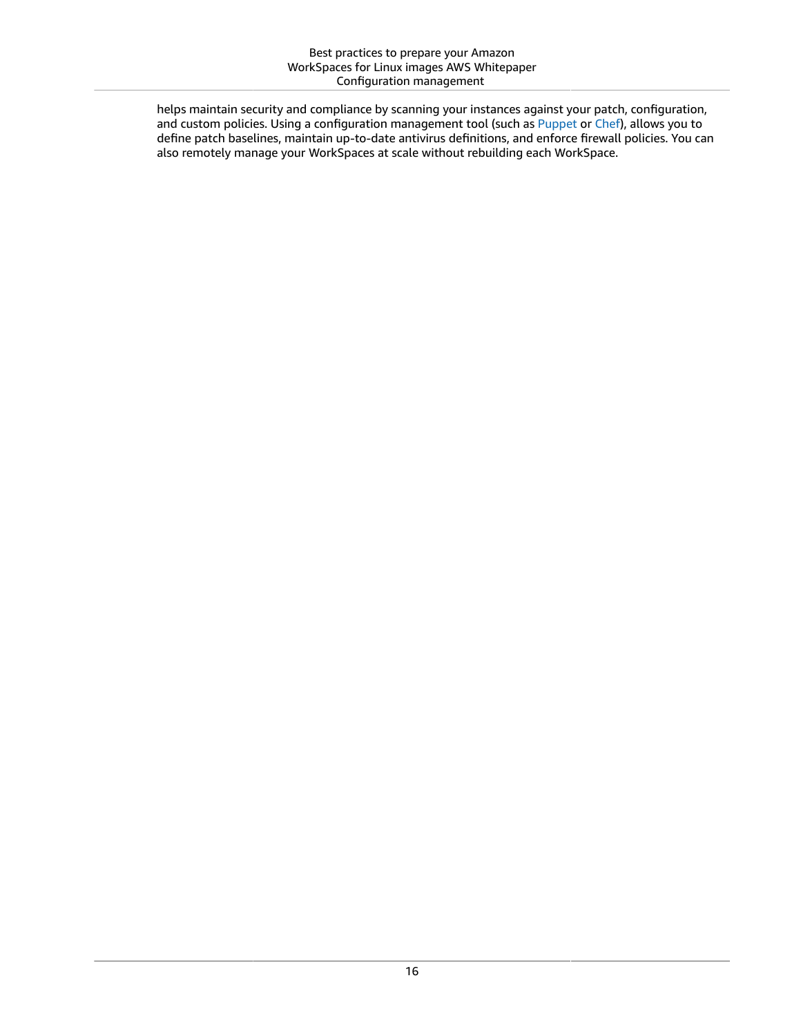helps maintain security and compliance by scanning your instances against your patch, configuration, and custom policies. Using a configuration management tool (such as Puppet or Chef), allows you to define patch baselines, maintain up-to-date antivirus definitions, and enforce firewall policies. You can also remotely manage your WorkSpaces at scale without rebuilding each WorkSpace.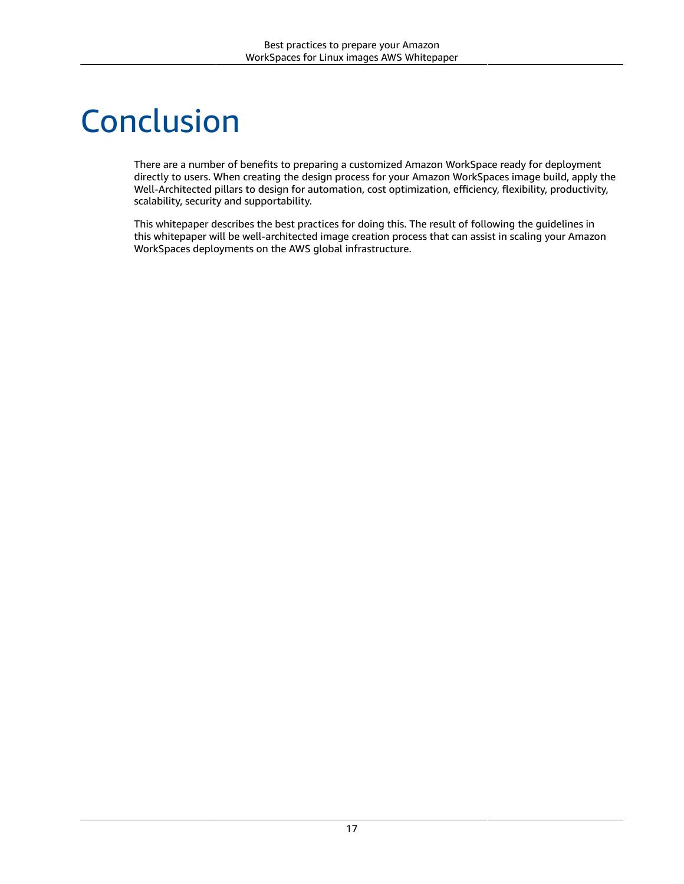# Conclusion

There are a number of benefits to preparing a customized Amazon WorkSpace ready for deployment directly to users. When creating the design process for your Amazon WorkSpaces image build, apply the Well-Architected pillars to design for automation, cost optimization, efficiency, flexibility, productivity, scalability, security and supportability.

This whitepaper describes the best practices for doing this. The result of following the guidelines in this whitepaper will be well-architected image creation process that can assist in scaling your Amazon WorkSpaces deployments on the AWS global infrastructure.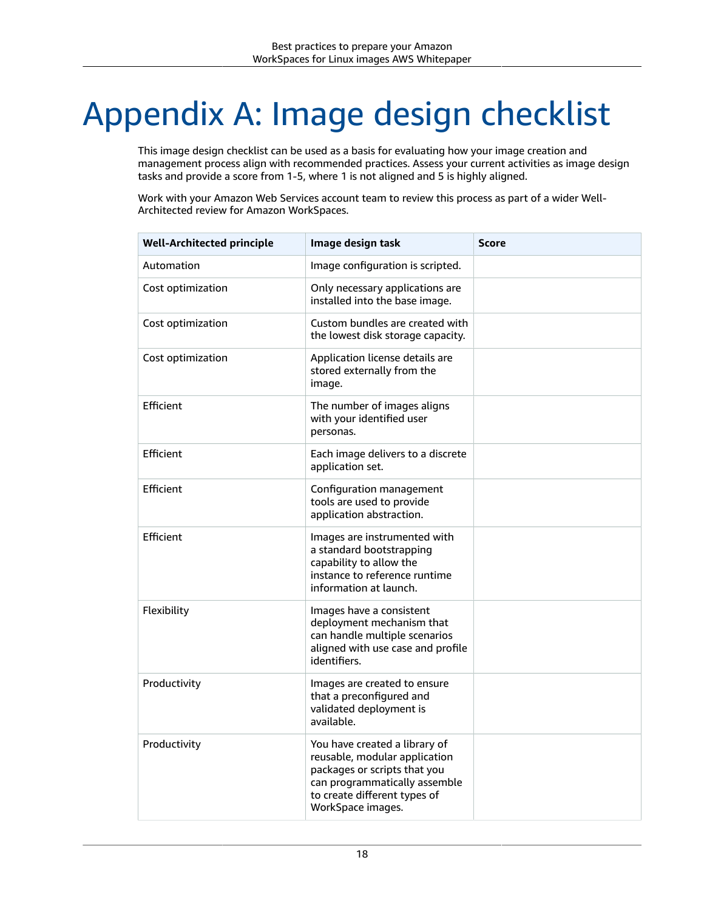# Appendix A: Image design checklist

This image design checklist can be used as a basis for evaluating how your image creation and management process align with recommended practices. Assess your current activities as image design tasks and provide a score from 1-5, where 1 is not aligned and 5 is highly aligned.

Work with your Amazon Web Services account team to review this process as part of a wider Well-Architected review for Amazon WorkSpaces.

| Well-Architected principle | Image design task | Score |
| --- | --- | --- |
| Automation | Image configuration is scripted. | |
| Cost optimization | Only necessary applications are installed into the base image. | |
| Cost optimization | Custom bundles are created with the lowest disk storage capacity. | |
| Cost optimization | Application license details are stored externally from the image. | |
| Efficient | The number of images aligns with your identified user personas. | |
| Efficient | Each image delivers to a discrete application set. | |
| Efficient | Configuration management tools are used to provide application abstraction. | |
| Efficient | Images are instrumented with a standard bootstrapping capability to allow the instance to reference runtime information at launch. | |
| Flexibility | Images have a consistent deployment mechanism that can handle multiple scenarios aligned with use case and profile identifiers. | |
| Productivity | Images are created to ensure that a preconfigured and validated deployment is available. | |
| Productivity | You have created a library of reusable, modular application packages or scripts that you can programmatically assemble to create different types of WorkSpace images. | |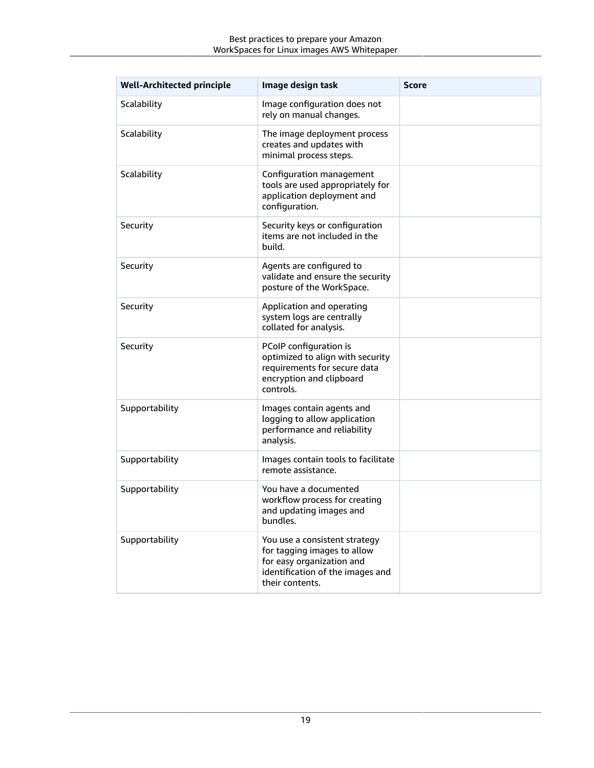| Well-Architected principle | Image design task | Score |
| --- | --- | --- |
| Scalability | Image configuration does not rely on manual changes. | |
| Scalability | The image deployment process creates and updates with minimal process steps. | |
| Scalability | Configuration management tools are used appropriately for application deployment and configuration. | |
| Security | Security keys or configuration items are not included in the build. | |
| Security | Agents are configured to validate and ensure the security posture of the WorkSpace. | |
| Security | Application and operating system logs are centrally collated for analysis. | |
| Security | PCoIP configuration is optimized to align with security requirements for secure data encryption and clipboard controls. | |
| Supportability | Images contain agents and logging to allow application performance and reliability analysis. | |
| Supportability | Images contain tools to facilitate remote assistance. | |
| Supportability | You have a documented workflow process for creating and updating images and bundles. | |
| Supportability | You use a consistent strategy for tagging images to allow for easy organization and identification of the images and their contents. | |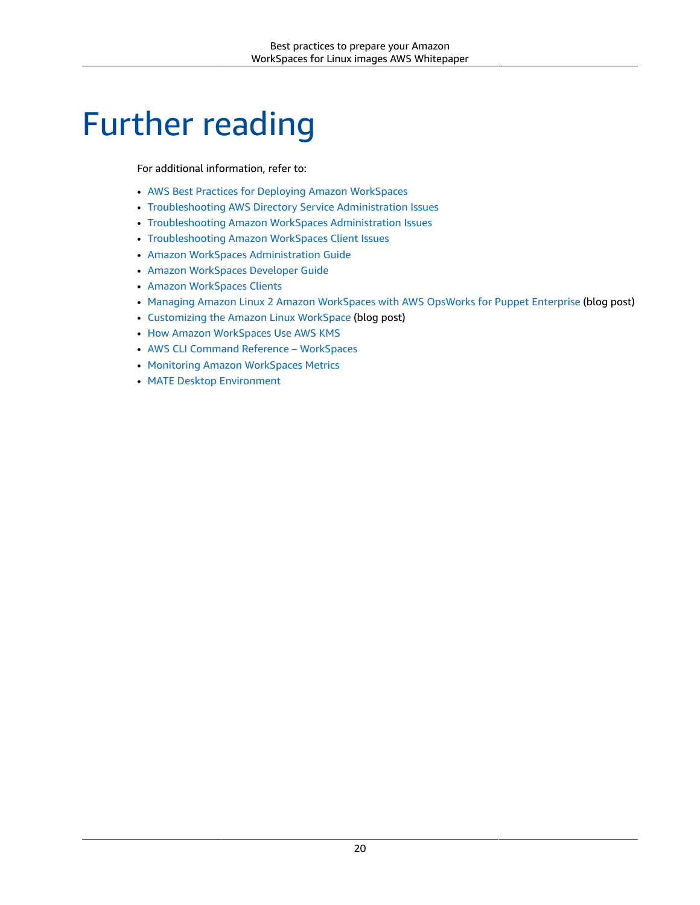# Further reading

For additional information, refer to:

- AWS Best Practices for Deploying Amazon WorkSpaces
- Troubleshooting AWS Directory Service Administration Issues
- Troubleshooting Amazon WorkSpaces Administration Issues
- Troubleshooting Amazon WorkSpaces Client Issues
- Amazon WorkSpaces Administration Guide
- Amazon WorkSpaces Developer Guide
- Amazon WorkSpaces Clients
- Managing Amazon Linux 2 Amazon WorkSpaces with AWS OpsWorks for Puppet Enterprise (blog post)
- Customizing the Amazon Linux WorkSpace (blog post)
- How Amazon WorkSpaces Use AWS KMS
- AWS CLI Command Reference – WorkSpaces
- Monitoring Amazon WorkSpaces Metrics
- MATE Desktop Environment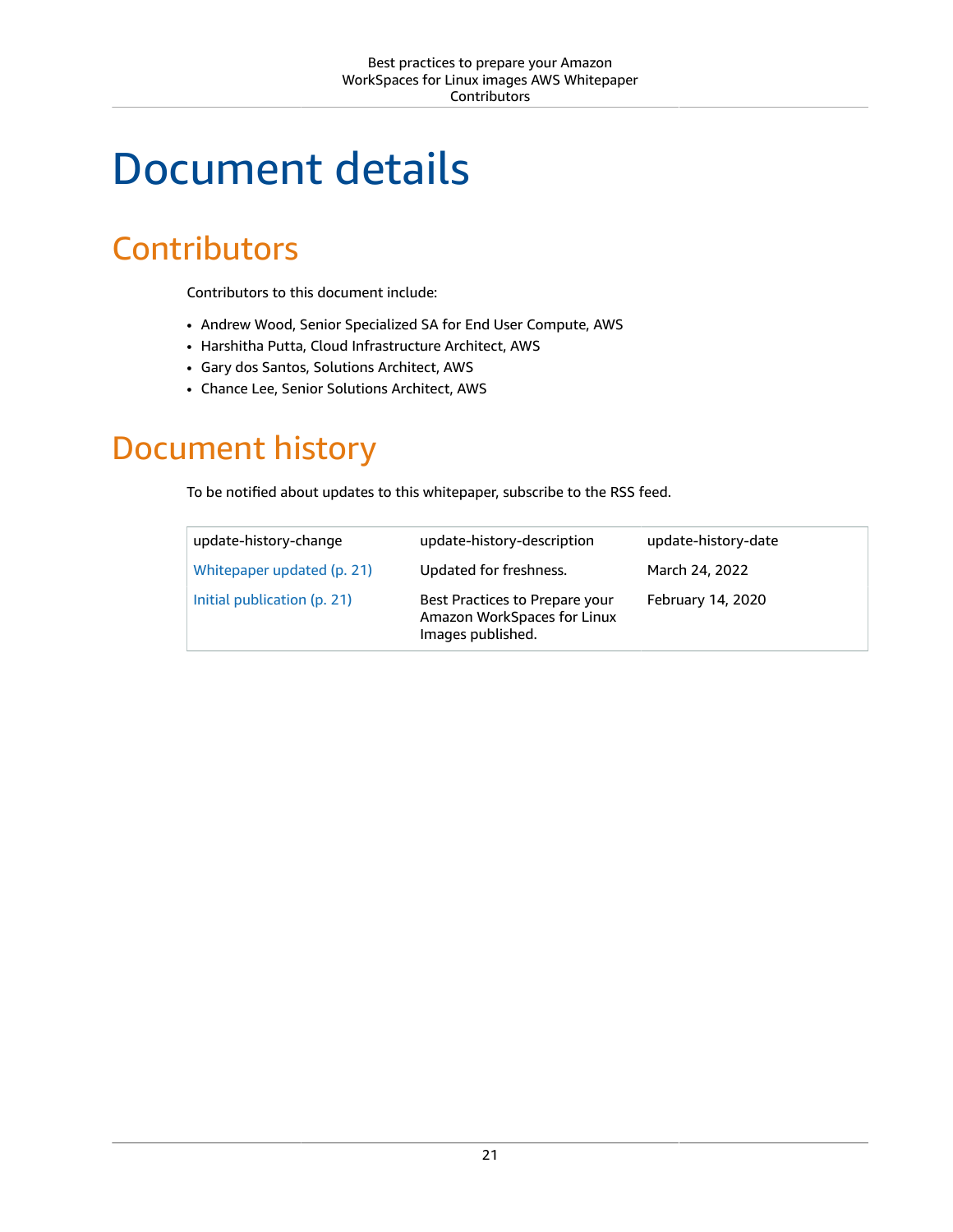# Document details

## Contributors

Contributors to this document include:

- Andrew Wood, Senior Specialized SA for End User Compute, AWS
- Harshitha Putta, Cloud Infrastructure Architect, AWS
- Gary dos Santos, Solutions Architect, AWS
- Chance Lee, Senior Solutions Architect, AWS

## Document history

To be notified about updates to this whitepaper, subscribe to the RSS feed.

| update-history-change | update-history-description | update-history-date |
| --- | --- | --- |
| Whitepaper updated (p. 21) | Updated for freshness. | March 24, 2022 |
| Initial publication (p. 21) | Best Practices to Prepare your Amazon WorkSpaces for Linux Images published. | February 14, 2020 |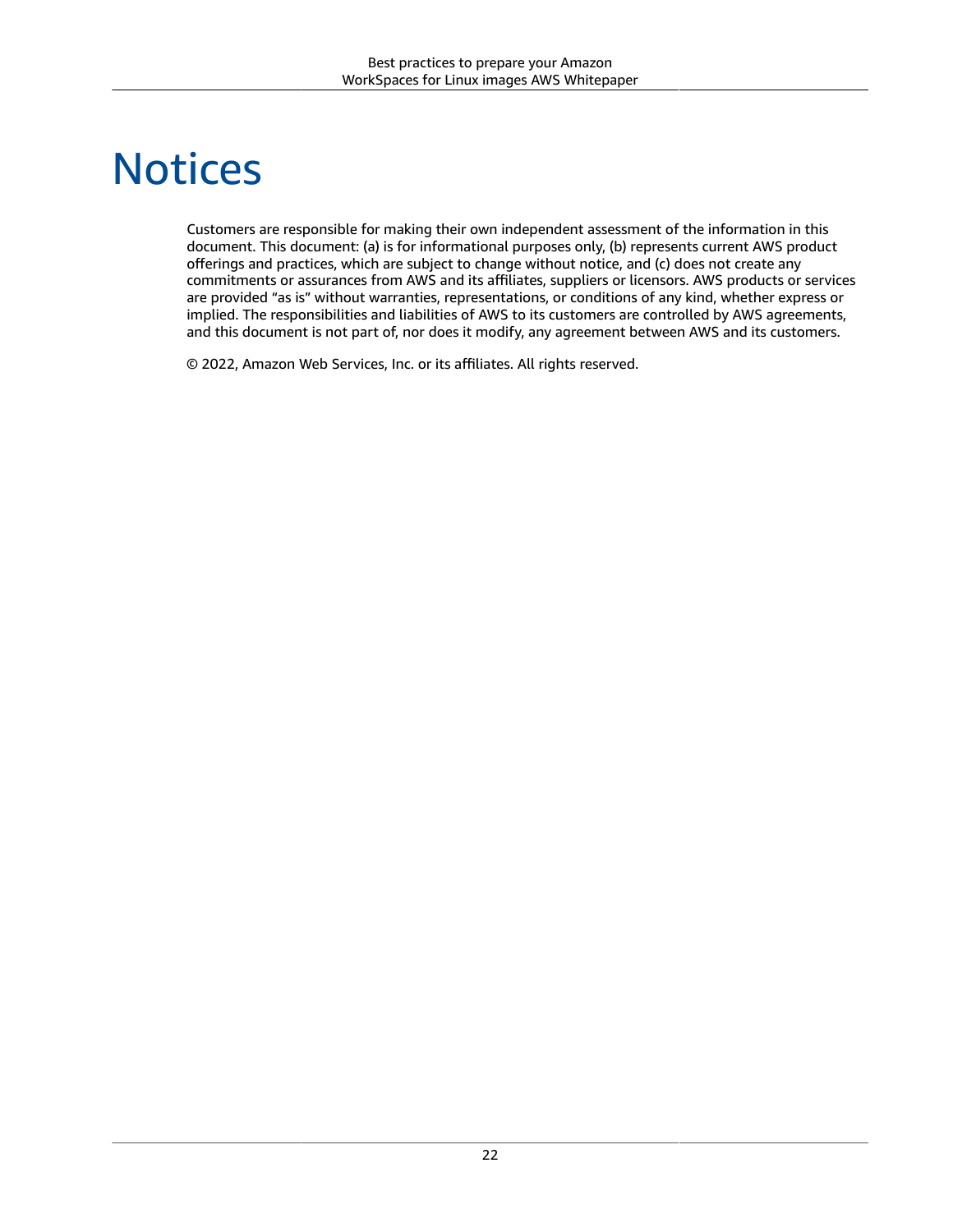# Notices

Customers are responsible for making their own independent assessment of the information in this document. This document: (a) is for informational purposes only, (b) represents current AWS product offerings and practices, which are subject to change without notice, and (c) does not create any commitments or assurances from AWS and its affiliates, suppliers or licensors. AWS products or services are provided "as is" without warranties, representations, or conditions of any kind, whether express or implied. The responsibilities and liabilities of AWS to its customers are controlled by AWS agreements, and this document is not part of, nor does it modify, any agreement between AWS and its customers.

© 2022, Amazon Web Services, Inc. or its affiliates. All rights reserved.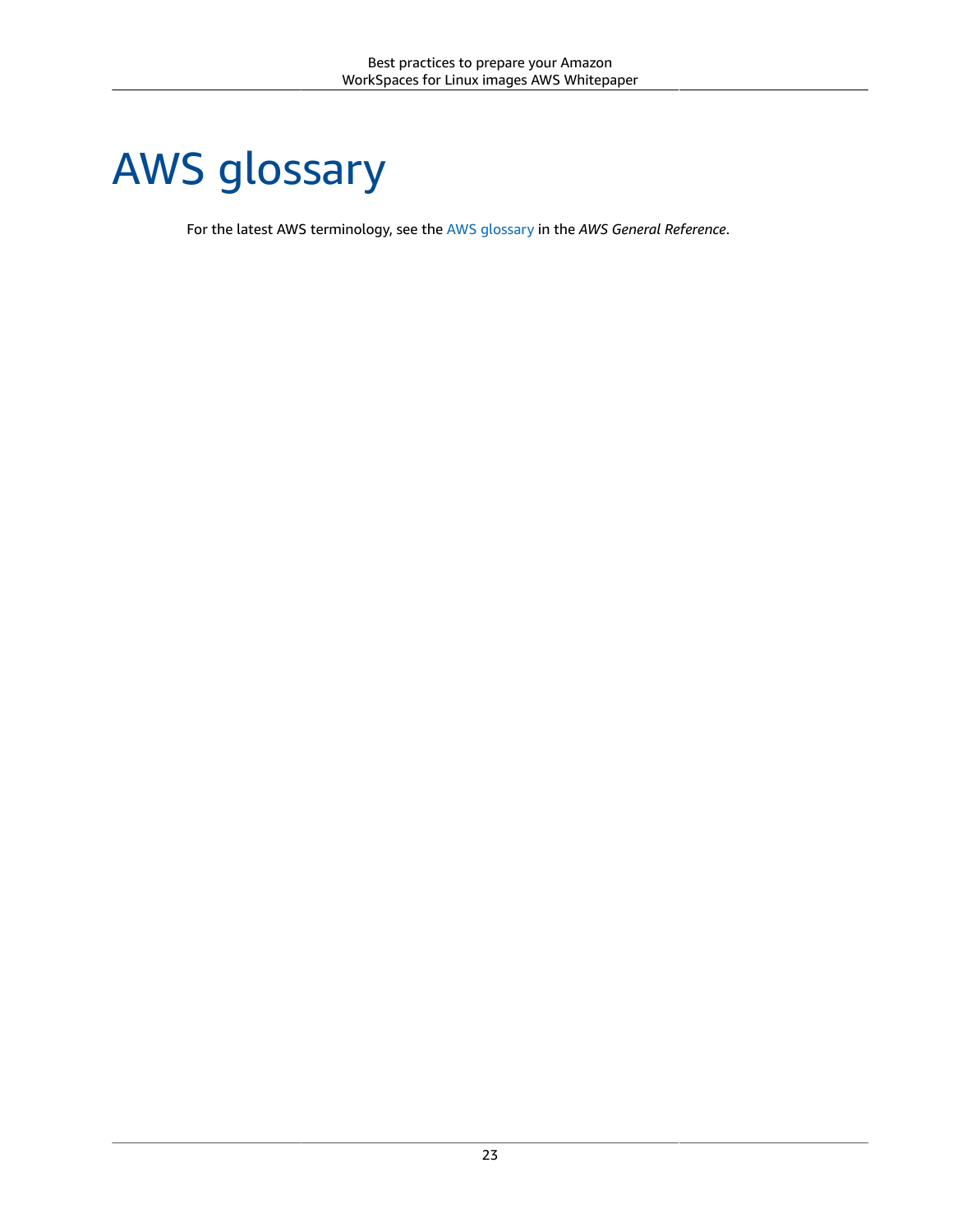# AWS glossary

For the latest AWS terminology, see the AWS glossary in the *AWS General Reference*.